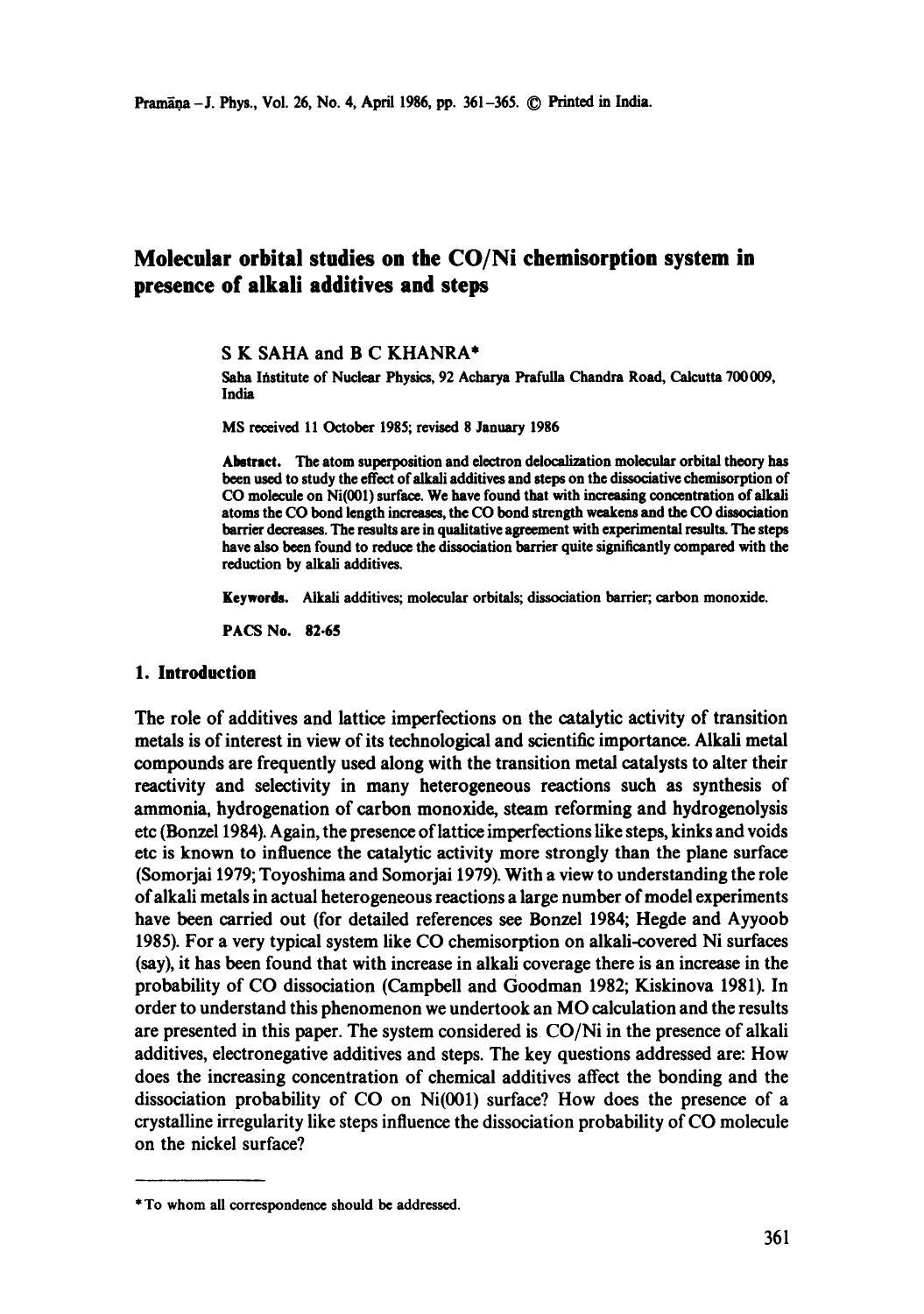# Molecular orbital studies on the CO/Ni chemisorption system in presence of alkali additives and steps

S K SAHA and B C KHANRA*

Saha Institute of Nuclear Physics, 92 Acharya Prafulla Chandra Road, Calcutta 700 009, India

MS received 11 October 1985; revised 8 January 1986

**Abstract.** The atom superposition and electron delocalization molecular orbital theory has been used to study the effect of alkali additives and steps on the dissociative chemisorption of CO molecule on Ni(001) surface. We have found that with increasing concentration of alkali atoms the CO bond length increases, the CO bond strength weakens and the CO dissociation barrier decreases. The results are in qualitative agreement with experimental results. The steps have also been found to reduce the dissociation barrier quite significantly compared with the reduction by alkali additives.

**Keywords.** Alkali additives; molecular orbitals; dissociation barrier; carbon monoxide.

**PACS No.** 82·65

## 1. Introduction

The role of additives and lattice imperfections on the catalytic activity of transition metals is of interest in view of its technological and scientific importance. Alkali metal compounds are frequently used along with the transition metal catalysts to alter their reactivity and selectivity in many heterogeneous reactions such as synthesis of ammonia, hydrogenation of carbon monoxide, steam reforming and hydrogenolysis etc (Bonzel 1984). Again, the presence of lattice imperfections like steps, kinks and voids etc is known to influence the catalytic activity more strongly than the plane surface (Somorjai 1979; Toyoshima and Somorjai 1979). With a view to understanding the role of alkali metals in actual heterogeneous reactions a large number of model experiments have been carried out (for detailed references see Bonzel 1984; Hegde and Ayyoob 1985). For a very typical system like CO chemisorption on alkali-covered Ni surfaces (say), it has been found that with increase in alkali coverage there is an increase in the probability of CO dissociation (Campbell and Goodman 1982; Kiskinova 1981). In order to understand this phenomenon we undertook an MO calculation and the results are presented in this paper. The system considered is CO/Ni in the presence of alkali additives, electronegative additives and steps. The key questions addressed are: How does the increasing concentration of chemical additives affect the bonding and the dissociation probability of CO on Ni(001) surface? How does the presence of a crystalline irregularity like steps influence the dissociation probability of CO molecule on the nickel surface?

---

* To whom all correspondence should be addressed.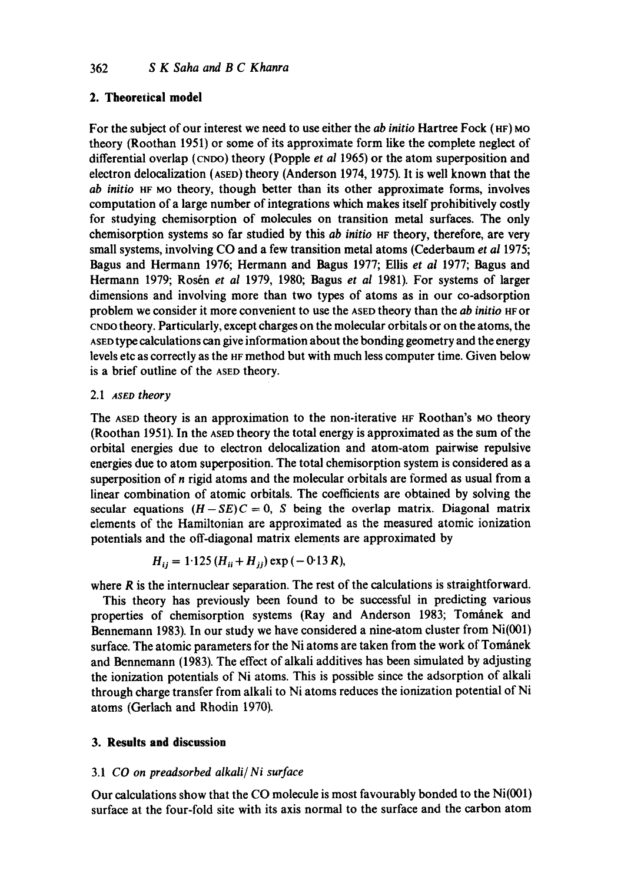## 2. Theoretical model

For the subject of our interest we need to use either the *ab initio* Hartree Fock (HF) MO theory (Roothan 1951) or some of its approximate form like the complete neglect of differential overlap (CNDO) theory (Popple *et al* 1965) or the atom superposition and electron delocalization (ASED) theory (Anderson 1974, 1975). It is well known that the *ab initio* HF MO theory, though better than its other approximate forms, involves computation of a large number of integrations which makes itself prohibitively costly for studying chemisorption of molecules on transition metal surfaces. The only chemisorption systems so far studied by this *ab initio* HF theory, therefore, are very small systems, involving CO and a few transition metal atoms (Cederbaum *et al* 1975; Bagus and Hermann 1976; Hermann and Bagus 1977; Ellis *et al* 1977; Bagus and Hermann 1979; Rosén *et al* 1979, 1980; Bagus *et al* 1981). For systems of larger dimensions and involving more than two types of atoms as in our co-adsorption problem we consider it more convenient to use the ASED theory than the *ab initio* HF or CNDO theory. Particularly, except charges on the molecular orbitals or on the atoms, the ASED type calculations can give information about the bonding geometry and the energy levels etc as correctly as the HF method but with much less computer time. Given below is a brief outline of the ASED theory.

### 2.1 *ASED theory*

The ASED theory is an approximation to the non-iterative HF Roothan's MO theory (Roothan 1951). In the ASED theory the total energy is approximated as the sum of the orbital energies due to electron delocalization and atom-atom pairwise repulsive energies due to atom superposition. The total chemisorption system is considered as a superposition of $n$ rigid atoms and the molecular orbitals are formed as usual from a linear combination of atomic orbitals. The coefficients are obtained by solving the secular equations $(H-SE)C=0$, $S$ being the overlap matrix. Diagonal matrix elements of the Hamiltonian are approximated as the measured atomic ionization potentials and the off-diagonal matrix elements are approximated by

$$H_{ij} = 1\cdot125\,(H_{ii}+H_{jj})\exp(-0\cdot13\,R),$$

where $R$ is the internuclear separation. The rest of the calculations is straightforward.

This theory has previously been found to be successful in predicting various properties of chemisorption systems (Ray and Anderson 1983; Tománek and Bennemann 1983). In our study we have considered a nine-atom cluster from Ni(001) surface. The atomic parameters for the Ni atoms are taken from the work of Tománek and Bennemann (1983). The effect of alkali additives has been simulated by adjusting the ionization potentials of Ni atoms. This is possible since the adsorption of alkali through charge transfer from alkali to Ni atoms reduces the ionization potential of Ni atoms (Gerlach and Rhodin 1970).

## 3. Results and discussion

### 3.1 *CO on preadsorbed alkali/Ni surface*

Our calculations show that the CO molecule is most favourably bonded to the Ni(001) surface at the four-fold site with its axis normal to the surface and the carbon atom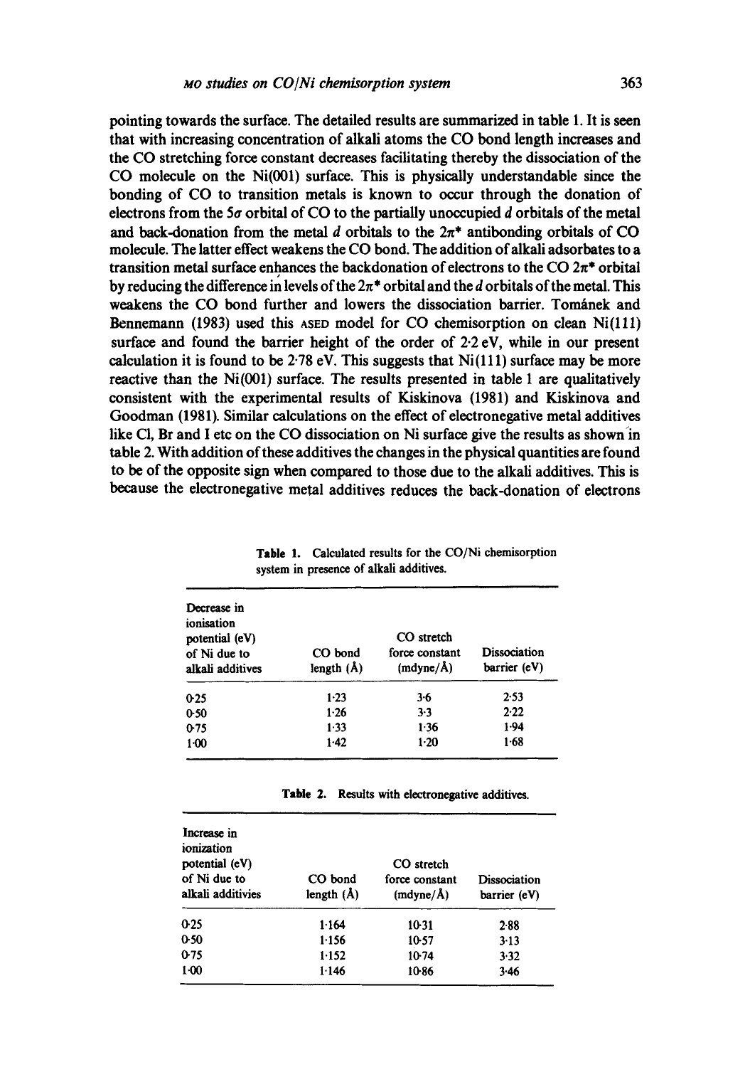pointing towards the surface. The detailed results are summarized in table 1. It is seen that with increasing concentration of alkali atoms the CO bond length increases and the CO stretching force constant decreases facilitating thereby the dissociation of the CO molecule on the Ni(001) surface. This is physically understandable since the bonding of CO to transition metals is known to occur through the donation of electrons from the $5\sigma$ orbital of CO to the partially unoccupied $d$ orbitals of the metal and back-donation from the metal $d$ orbitals to the $2\pi^*$ antibonding orbitals of CO molecule. The latter effect weakens the CO bond. The addition of alkali adsorbates to a transition metal surface enhances the backdonation of electrons to the CO $2\pi^*$ orbital by reducing the difference in levels of the $2\pi^*$ orbital and the $d$ orbitals of the metal. This weakens the CO bond further and lowers the dissociation barrier. Tománek and Bennemann (1983) used this ASED model for CO chemisorption on clean Ni(111) surface and found the barrier height of the order of 2·2 eV, while in our present calculation it is found to be 2·78 eV. This suggests that Ni(111) surface may be more reactive than the Ni(001) surface. The results presented in table 1 are qualitatively consistent with the experimental results of Kiskinova (1981) and Kiskinova and Goodman (1981). Similar calculations on the effect of electronegative metal additives like Cl, Br and I etc on the CO dissociation on Ni surface give the results as shown in table 2. With addition of these additives the changes in the physical quantities are found to be of the opposite sign when compared to those due to the alkali additives. This is because the electronegative metal additives reduces the back-donation of electrons

**Table 1.** Calculated results for the CO/Ni chemisorption system in presence of alkali additives.

| Decrease in ionisation potential (eV) of Ni due to alkali additives | CO bond length (Å) | CO stretch force constant (mdyne/Å) | Dissociation barrier (eV) |
|---|---|---|---|
| 0·25 | 1·23 | 3·6 | 2·53 |
| 0·50 | 1·26 | 3·3 | 2·22 |
| 0·75 | 1·33 | 1·36 | 1·94 |
| 1·00 | 1·42 | 1·20 | 1·68 |

**Table 2.** Results with electronegative additives.

| Increase in ionization potential (eV) of Ni due to alkali additivies | CO bond length (Å) | CO stretch force constant (mdyne/Å) | Dissociation barrier (eV) |
|---|---|---|---|
| 0·25 | 1·164 | 10·31 | 2·88 |
| 0·50 | 1·156 | 10·57 | 3·13 |
| 0·75 | 1·152 | 10·74 | 3·32 |
| 1·00 | 1·146 | 10·86 | 3·46 |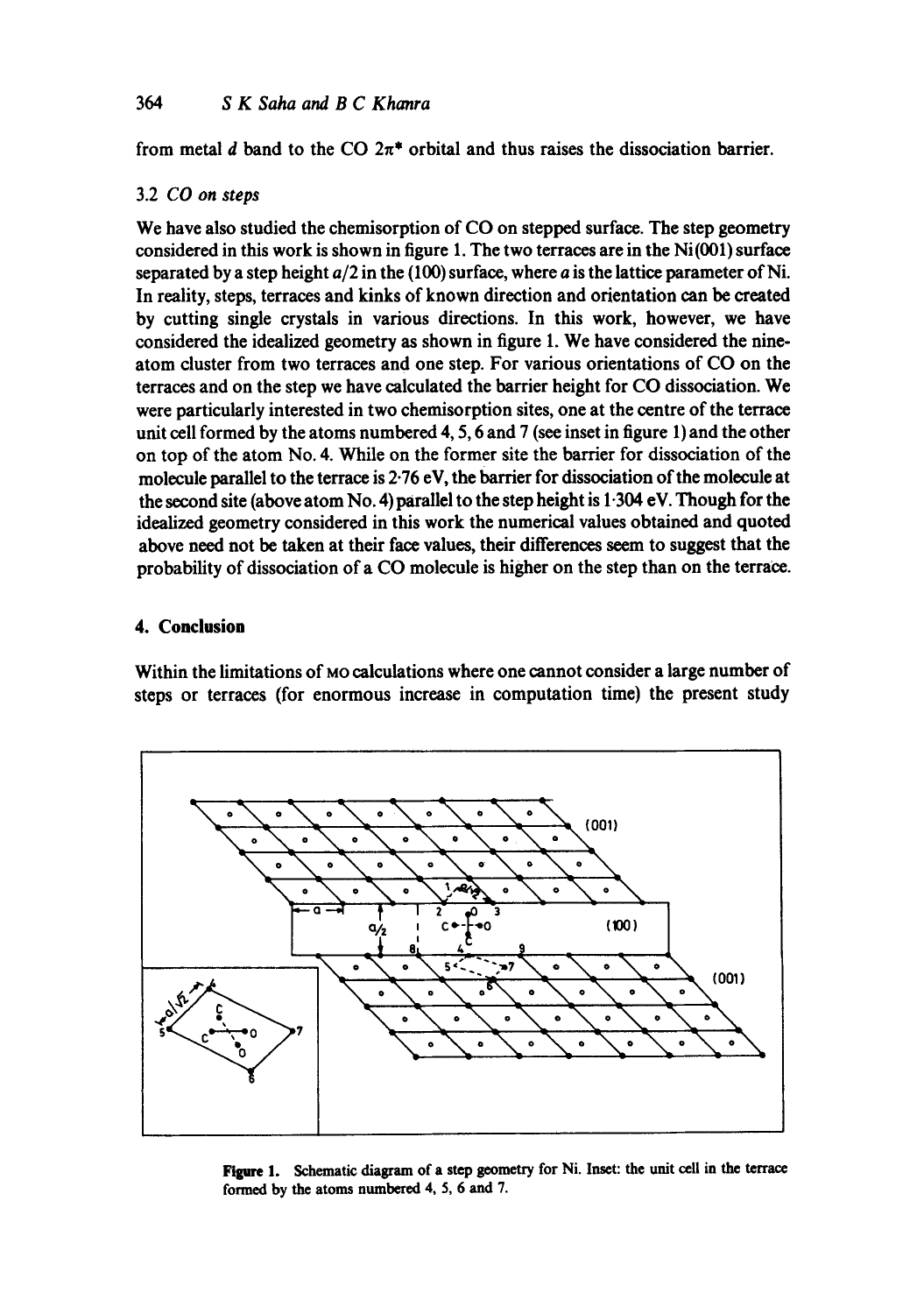from metal $d$ band to the CO $2\pi^*$ orbital and thus raises the dissociation barrier.

### 3.2 *CO on steps*

We have also studied the chemisorption of CO on stepped surface. The step geometry considered in this work is shown in figure 1. The two terraces are in the Ni(001) surface separated by a step height $a/2$ in the (100) surface, where $a$ is the lattice parameter of Ni. In reality, steps, terraces and kinks of known direction and orientation can be created by cutting single crystals in various directions. In this work, however, we have considered the idealized geometry as shown in figure 1. We have considered the nine-atom cluster from two terraces and one step. For various orientations of CO on the terraces and on the step we have calculated the barrier height for CO dissociation. We were particularly interested in two chemisorption sites, one at the centre of the terrace unit cell formed by the atoms numbered 4, 5, 6 and 7 (see inset in figure 1) and the other on top of the atom No. 4. While on the former site the barrier for dissociation of the molecule parallel to the terrace is 2·76 eV, the barrier for dissociation of the molecule at the second site (above atom No. 4) parallel to the step height is 1·304 eV. Though for the idealized geometry considered in this work the numerical values obtained and quoted above need not be taken at their face values, their differences seem to suggest that the probability of dissociation of a CO molecule is higher on the step than on the terrace.

## 4. Conclusion

Within the limitations of MO calculations where one cannot consider a large number of steps or terraces (for enormous increase in computation time) the present study

**Figure 1.** Schematic diagram of a step geometry for Ni. Inset: the unit cell in the terrace formed by the atoms numbered 4, 5, 6 and 7.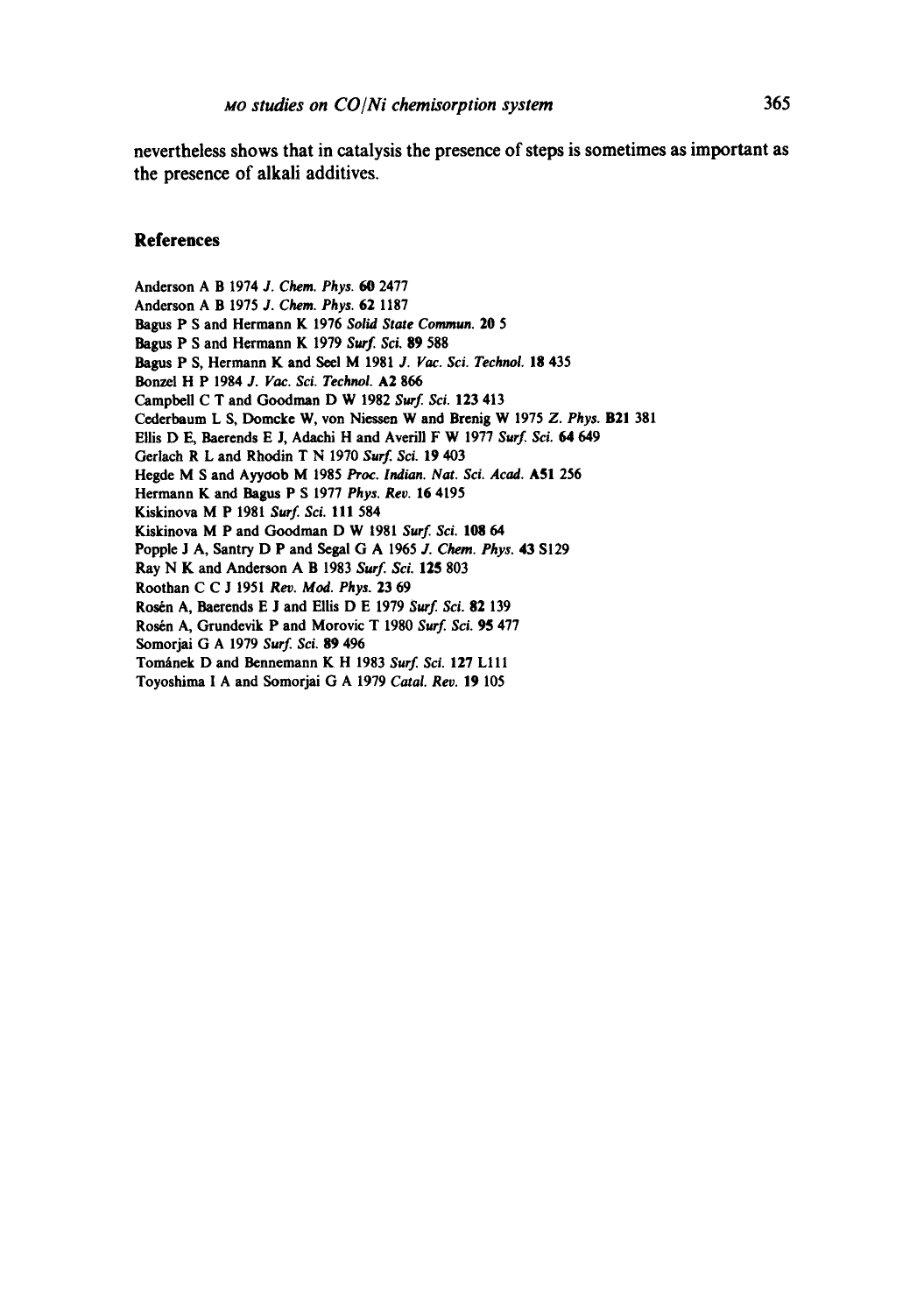nevertheless shows that in catalysis the presence of steps is sometimes as important as the presence of alkali additives.

## References

Anderson A B 1974 *J. Chem. Phys.* **60** 2477
Anderson A B 1975 *J. Chem. Phys.* **62** 1187
Bagus P S and Hermann K 1976 *Solid State Commun.* **20** 5
Bagus P S and Hermann K 1979 *Surf. Sci.* **89** 588
Bagus P S, Hermann K and Seel M 1981 *J. Vac. Sci. Technol.* **18** 435
Bonzel H P 1984 *J. Vac. Sci. Technol.* **A2** 866
Campbell C T and Goodman D W 1982 *Surf. Sci.* **123** 413
Cederbaum L S, Domcke W, von Niessen W and Brenig W 1975 *Z. Phys.* **B21** 381
Ellis D E, Baerends E J, Adachi H and Averill F W 1977 *Surf. Sci.* **64** 649
Gerlach R L and Rhodin T N 1970 *Surf. Sci.* **19** 403
Hegde M S and Ayyoob M 1985 *Proc. Indian. Nat. Sci. Acad.* **A51** 256
Hermann K and Bagus P S 1977 *Phys. Rev.* **16** 4195
Kiskinova M P 1981 *Surf. Sci.* **111** 584
Kiskinova M P and Goodman D W 1981 *Surf. Sci.* **108** 64
Popple J A, Santry D P and Segal G A 1965 *J. Chem. Phys.* **43** S129
Ray N K and Anderson A B 1983 *Surf. Sci.* **125** 803
Roothan C C J 1951 *Rev. Mod. Phys.* **23** 69
Rosén A, Baerends E J and Ellis D E 1979 *Surf. Sci.* **82** 139
Rosén A, Grundevik P and Morovic T 1980 *Surf. Sci.* **95** 477
Somorjai G A 1979 *Surf. Sci.* **89** 496
Tománek D and Bennemann K H 1983 *Surf. Sci.* **127** L111
Toyoshima I A and Somorjai G A 1979 *Catal. Rev.* **19** 105